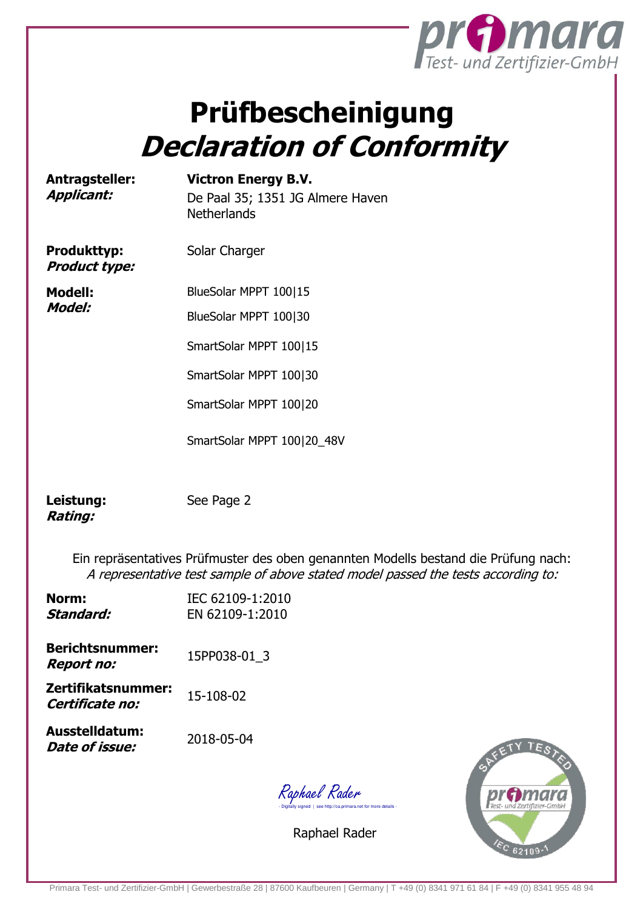# Prüfbescheinigung
# *Declaration of Conformity*

| | |
|---|---|
| **Antragsteller:** ***Applicant:*** | **Victron Energy B.V.** De Paal 35; 1351 JG Almere Haven Netherlands |
| **Produkttyp:** ***Product type:*** | Solar Charger |
| **Modell:** ***Model:*** | BlueSolar MPPT 100\|15 |
| | BlueSolar MPPT 100\|30 |
| | SmartSolar MPPT 100\|15 |
| | SmartSolar MPPT 100\|30 |
| | SmartSolar MPPT 100\|20 |
| | SmartSolar MPPT 100\|20_48V |
| **Leistung:** ***Rating:*** | See Page 2 |

Ein repräsentatives Prüfmuster des oben genannten Modells bestand die Prüfung nach:
*A representative test sample of above stated model passed the tests according to:*

| | |
|---|---|
| **Norm:** ***Standard:*** | IEC 62109-1:2010 EN 62109-1:2010 |
| **Berichtsnummer:** ***Report no:*** | 15PP038-01_3 |
| **Zertifikatsnummer:** ***Certificate no:*** | 15-108-02 |
| **Ausstelldatum:** ***Date of issue:*** | 2018-05-04 |

Raphael Rader
- Digitally signed | see http://ca.primara.net for more details -

Raphael Rader

SAFETY TESTED primara Test- und Zertifizier-GmbH IEC 62109-1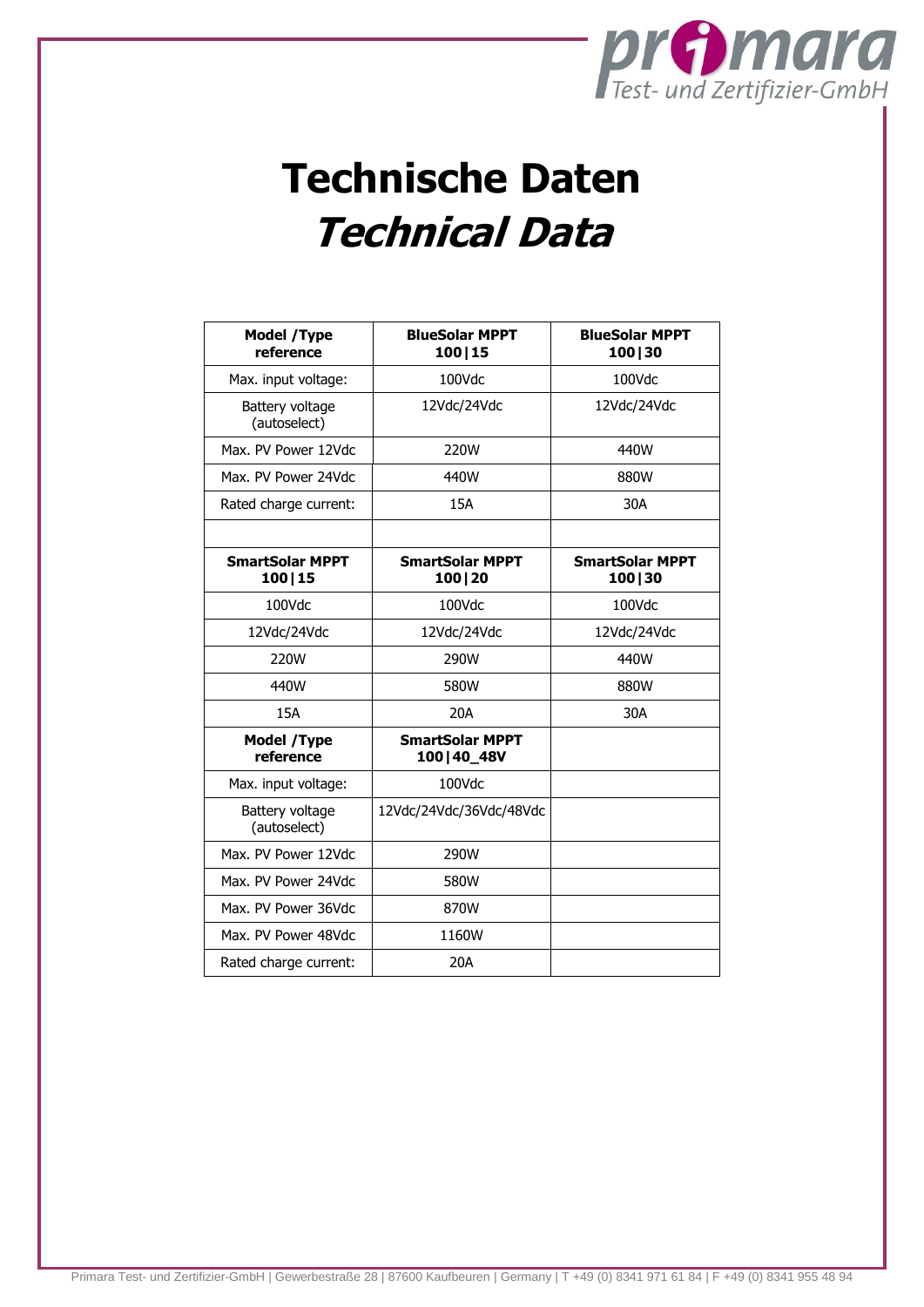# Technische Daten

## *Technical Data*

| **Model /Type reference** | **BlueSolar MPPT 100\|15** | **BlueSolar MPPT 100\|30** |
|---|---|---|
| Max. input voltage: | 100Vdc | 100Vdc |
| Battery voltage (autoselect) | 12Vdc/24Vdc | 12Vdc/24Vdc |
| Max. PV Power 12Vdc | 220W | 440W |
| Max. PV Power 24Vdc | 440W | 880W |
| Rated charge current: | 15A | 30A |
| | | |
| **SmartSolar MPPT 100\|15** | **SmartSolar MPPT 100\|20** | **SmartSolar MPPT 100\|30** |
| 100Vdc | 100Vdc | 100Vdc |
| 12Vdc/24Vdc | 12Vdc/24Vdc | 12Vdc/24Vdc |
| 220W | 290W | 440W |
| 440W | 580W | 880W |
| 15A | 20A | 30A |
| **Model /Type reference** | **SmartSolar MPPT 100\|40_48V** | |
| Max. input voltage: | 100Vdc | |
| Battery voltage (autoselect) | 12Vdc/24Vdc/36Vdc/48Vdc | |
| Max. PV Power 12Vdc | 290W | |
| Max. PV Power 24Vdc | 580W | |
| Max. PV Power 36Vdc | 870W | |
| Max. PV Power 48Vdc | 1160W | |
| Rated charge current: | 20A | |